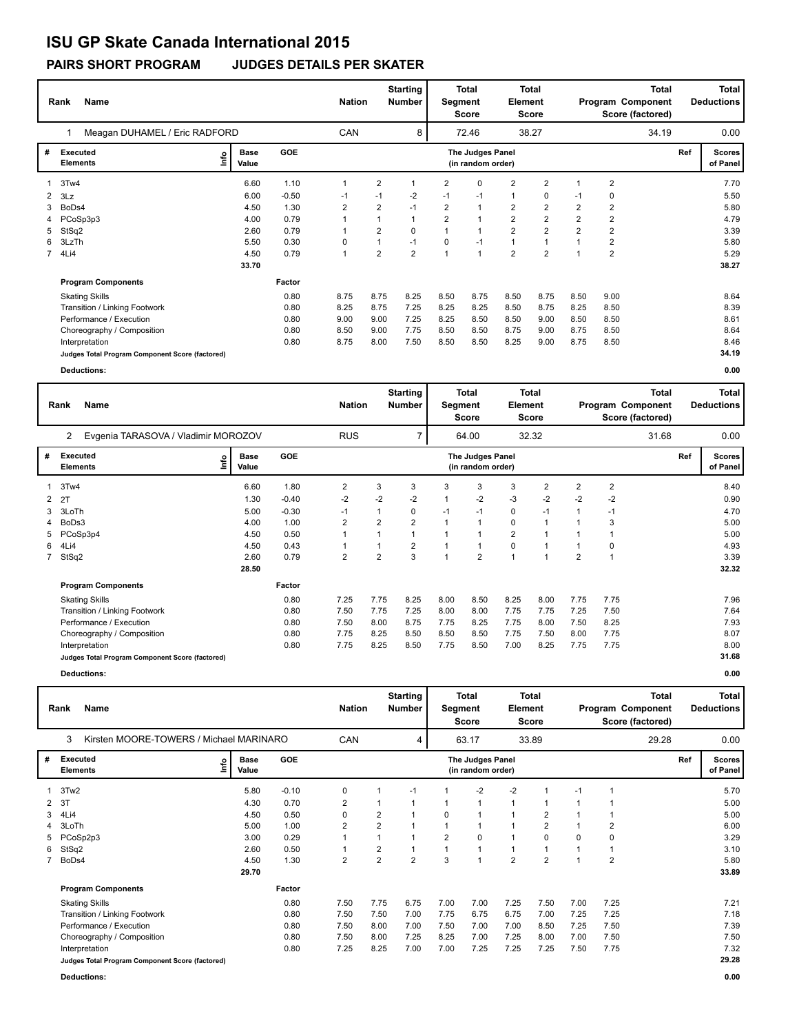# ISU GP Skate Canada International 2015

## PAIRS SHORT PROGRAM JUDGES DETAILS PER SKATER

| Rank | Name | Nation | Starting Number | Total Segment Score | Total Element Score | Total Program Component Score (factored) | Total Deductions |
|---|---|---|---|---|---|---|---|
| 1 | Meagan DUHAMEL / Eric RADFORD | CAN | 8 | 72.46 | 38.27 | 34.19 | 0.00 |

| # | Executed Elements | Info | Base Value | GOE | J1 | J2 | J3 | J4 | J5 | J6 | J7 | J8 | J9 | Ref | Scores of Panel |
|---|---|---|---|---|---|---|---|---|---|---|---|---|---|---|---|
| 1 | 3Tw4 | | 6.60 | 1.10 | 1 | 2 | 1 | 2 | 0 | 2 | 2 | 1 | 2 | | 7.70 |
| 2 | 3Lz | | 6.00 | -0.50 | -1 | -1 | -2 | -1 | -1 | 1 | 0 | -1 | 0 | | 5.50 |
| 3 | BoDs4 | | 4.50 | 1.30 | 2 | 2 | -1 | 2 | 1 | 2 | 2 | 2 | 2 | | 5.80 |
| 4 | PCoSp3p3 | | 4.00 | 0.79 | 1 | 1 | 1 | 2 | 1 | 2 | 2 | 2 | 2 | | 4.79 |
| 5 | StSq2 | | 2.60 | 0.79 | 1 | 2 | 0 | 1 | 1 | 2 | 2 | 2 | 2 | | 3.39 |
| 6 | 3LzTh | | 5.50 | 0.30 | 0 | 1 | -1 | 0 | -1 | 1 | 1 | 1 | 2 | | 5.80 |
| 7 | 4Li4 | | 4.50 | 0.79 | 1 | 2 | 2 | 1 | 1 | 2 | 2 | 1 | 2 | | 5.29 |
| | | | 33.70 | | | | | | | | | | | | 38.27 |

| Program Components | Factor | J1 | J2 | J3 | J4 | J5 | J6 | J7 | J8 | J9 | Scores of Panel |
|---|---|---|---|---|---|---|---|---|---|---|---|
| Skating Skills | 0.80 | 8.75 | 8.75 | 8.25 | 8.50 | 8.75 | 8.50 | 8.75 | 8.50 | 9.00 | 8.64 |
| Transition / Linking Footwork | 0.80 | 8.25 | 8.75 | 7.25 | 8.25 | 8.25 | 8.50 | 8.75 | 8.25 | 8.50 | 8.39 |
| Performance / Execution | 0.80 | 9.00 | 9.00 | 7.25 | 8.25 | 8.50 | 8.50 | 9.00 | 8.50 | 8.50 | 8.61 |
| Choreography / Composition | 0.80 | 8.50 | 9.00 | 7.75 | 8.50 | 8.50 | 8.75 | 9.00 | 8.75 | 8.50 | 8.64 |
| Interpretation | 0.80 | 8.75 | 8.00 | 7.50 | 8.50 | 8.50 | 8.25 | 9.00 | 8.75 | 8.50 | 8.46 |
| Judges Total Program Component Score (factored) | | | | | | | | | | | 34.19 |

**Deductions:** 0.00

| Rank | Name | Nation | Starting Number | Total Segment Score | Total Element Score | Total Program Component Score (factored) | Total Deductions |
|---|---|---|---|---|---|---|---|
| 2 | Evgenia TARASOVA / Vladimir MOROZOV | RUS | 7 | 64.00 | 32.32 | 31.68 | 0.00 |

| # | Executed Elements | Info | Base Value | GOE | J1 | J2 | J3 | J4 | J5 | J6 | J7 | J8 | J9 | Ref | Scores of Panel |
|---|---|---|---|---|---|---|---|---|---|---|---|---|---|---|---|
| 1 | 3Tw4 | | 6.60 | 1.80 | 2 | 3 | 3 | 3 | 3 | 3 | 2 | 2 | 2 | | 8.40 |
| 2 | 2T | | 1.30 | -0.40 | -2 | -2 | -2 | 1 | -2 | -3 | -2 | -2 | -2 | | 0.90 |
| 3 | 3LoTh | | 5.00 | -0.30 | -1 | 1 | 0 | -1 | -1 | 0 | -1 | 1 | -1 | | 4.70 |
| 4 | BoDs3 | | 4.00 | 1.00 | 2 | 2 | 2 | 1 | 1 | 0 | 1 | 1 | 3 | | 5.00 |
| 5 | PCoSp3p4 | | 4.50 | 0.50 | 1 | 1 | 1 | 1 | 1 | 2 | 1 | 1 | 1 | | 5.00 |
| 6 | 4Li4 | | 4.50 | 0.43 | 1 | 1 | 2 | 1 | 1 | 0 | 1 | 1 | 0 | | 4.93 |
| 7 | StSq2 | | 2.60 | 0.79 | 2 | 2 | 3 | 1 | 2 | 1 | 1 | 2 | 1 | | 3.39 |
| | | | 28.50 | | | | | | | | | | | | 32.32 |

| Program Components | Factor | J1 | J2 | J3 | J4 | J5 | J6 | J7 | J8 | J9 | Scores of Panel |
|---|---|---|---|---|---|---|---|---|---|---|---|
| Skating Skills | 0.80 | 7.25 | 7.75 | 8.25 | 8.00 | 8.50 | 8.25 | 8.00 | 7.75 | 7.75 | 7.96 |
| Transition / Linking Footwork | 0.80 | 7.50 | 7.75 | 7.25 | 8.00 | 8.00 | 7.75 | 7.75 | 7.25 | 7.50 | 7.64 |
| Performance / Execution | 0.80 | 7.50 | 8.00 | 8.75 | 7.75 | 8.25 | 7.75 | 8.00 | 7.50 | 8.25 | 7.93 |
| Choreography / Composition | 0.80 | 7.75 | 8.25 | 8.50 | 8.50 | 8.50 | 7.75 | 7.50 | 8.00 | 7.75 | 8.07 |
| Interpretation | 0.80 | 7.75 | 8.25 | 8.50 | 7.75 | 8.50 | 7.00 | 8.25 | 7.75 | 7.75 | 8.00 |
| Judges Total Program Component Score (factored) | | | | | | | | | | | 31.68 |

**Deductions:** 0.00

| Rank | Name | Nation | Starting Number | Total Segment Score | Total Element Score | Total Program Component Score (factored) | Total Deductions |
|---|---|---|---|---|---|---|---|
| 3 | Kirsten MOORE-TOWERS / Michael MARINARO | CAN | 4 | 63.17 | 33.89 | 29.28 | 0.00 |

| # | Executed Elements | Info | Base Value | GOE | J1 | J2 | J3 | J4 | J5 | J6 | J7 | J8 | J9 | Ref | Scores of Panel |
|---|---|---|---|---|---|---|---|---|---|---|---|---|---|---|---|
| 1 | 3Tw2 | | 5.80 | -0.10 | 0 | 1 | -1 | 1 | -2 | -2 | 1 | -1 | 1 | | 5.70 |
| 2 | 3T | | 4.30 | 0.70 | 2 | 1 | 1 | 1 | 1 | 1 | 1 | 1 | 1 | | 5.00 |
| 3 | 4Li4 | | 4.50 | 0.50 | 0 | 2 | 1 | 0 | 1 | 1 | 2 | 1 | 1 | | 5.00 |
| 4 | 3LoTh | | 5.00 | 1.00 | 2 | 2 | 1 | 1 | 1 | 1 | 2 | 1 | 2 | | 6.00 |
| 5 | PCoSp2p3 | | 3.00 | 0.29 | 1 | 1 | 1 | 2 | 0 | 1 | 0 | 0 | 0 | | 3.29 |
| 6 | StSq2 | | 2.60 | 0.50 | 1 | 2 | 1 | 1 | 1 | 1 | 1 | 1 | 1 | | 3.10 |
| 7 | BoDs4 | | 4.50 | 1.30 | 2 | 2 | 2 | 3 | 1 | 2 | 2 | 1 | 2 | | 5.80 |
| | | | 29.70 | | | | | | | | | | | | 33.89 |

| Program Components | Factor | J1 | J2 | J3 | J4 | J5 | J6 | J7 | J8 | J9 | Scores of Panel |
|---|---|---|---|---|---|---|---|---|---|---|---|
| Skating Skills | 0.80 | 7.50 | 7.75 | 6.75 | 7.00 | 7.00 | 7.25 | 7.50 | 7.00 | 7.25 | 7.21 |
| Transition / Linking Footwork | 0.80 | 7.50 | 7.50 | 7.00 | 7.75 | 6.75 | 6.75 | 7.00 | 7.25 | 7.25 | 7.18 |
| Performance / Execution | 0.80 | 7.50 | 8.00 | 7.00 | 7.50 | 7.00 | 7.00 | 8.50 | 7.25 | 7.50 | 7.39 |
| Choreography / Composition | 0.80 | 7.50 | 8.00 | 7.25 | 8.25 | 7.00 | 7.25 | 8.00 | 7.00 | 7.50 | 7.50 |
| Interpretation | 0.80 | 7.25 | 8.25 | 7.00 | 7.00 | 7.25 | 7.25 | 7.25 | 7.50 | 7.75 | 7.32 |
| Judges Total Program Component Score (factored) | | | | | | | | | | | 29.28 |

**Deductions:** 0.00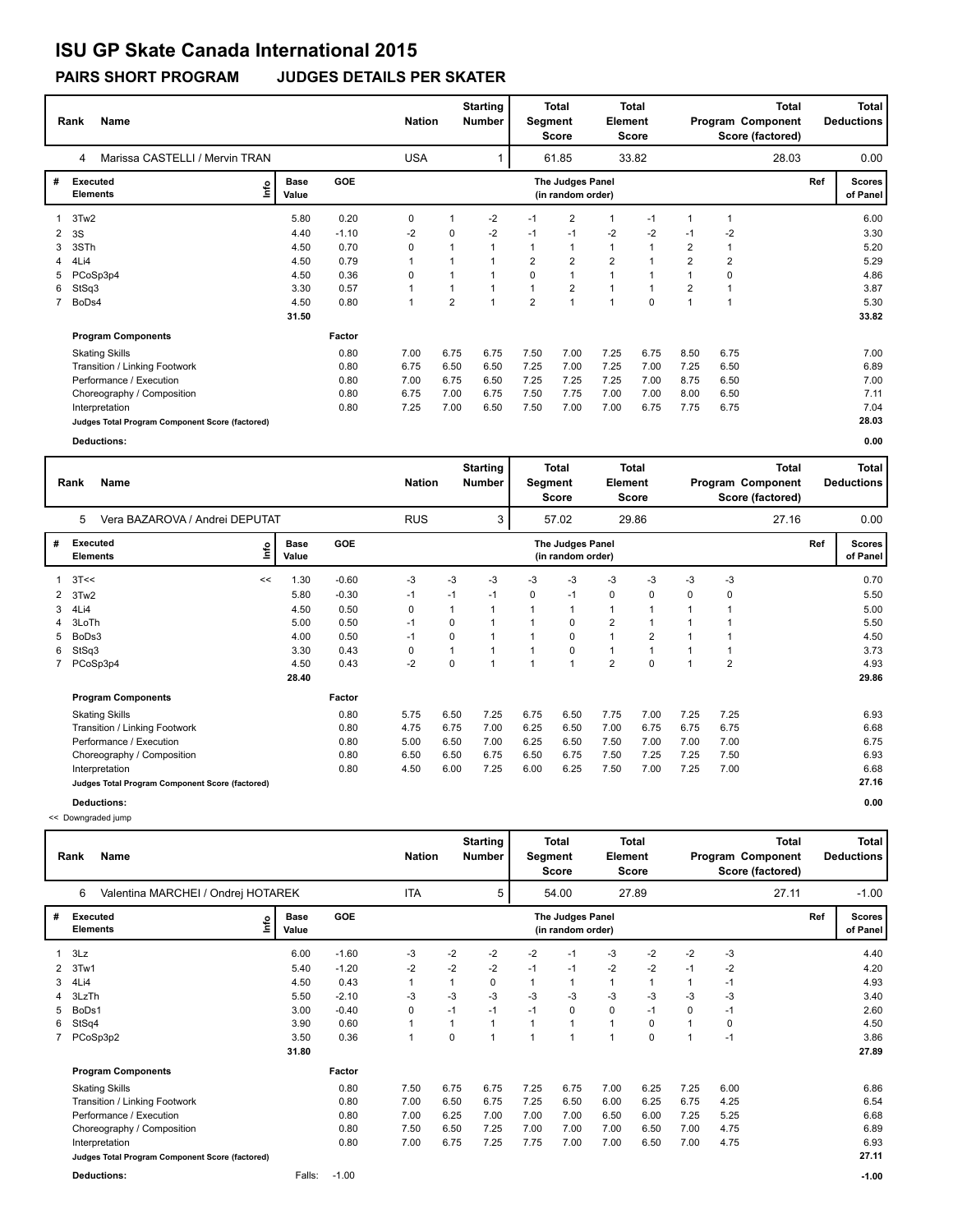# ISU GP Skate Canada International 2015

## PAIRS SHORT PROGRAM JUDGES DETAILS PER SKATER

| Rank | Name | Nation | Starting Number | Total Segment Score | Total Element Score | Total Program Component Score (factored) | Total Deductions |
|---|---|---|---|---|---|---|---|
| 4 | Marissa CASTELLI / Mervin TRAN | USA | 1 | 61.85 | 33.82 | 28.03 | 0.00 |

| # | Executed Elements | Info | Base Value | GOE | J1 | J2 | J3 | J4 | J5 | J6 | J7 | J8 | J9 | Ref | Scores of Panel |
|---|---|---|---|---|---|---|---|---|---|---|---|---|---|---|---|
| 1 | 3Tw2 | | 5.80 | 0.20 | 0 | 1 | -2 | -1 | 2 | 1 | -1 | 1 | 1 | | 6.00 |
| 2 | 3S | | 4.40 | -1.10 | -2 | 0 | -2 | -1 | -1 | -2 | -2 | -1 | -2 | | 3.30 |
| 3 | 3STh | | 4.50 | 0.70 | 0 | 1 | 1 | 1 | 1 | 1 | 1 | 2 | 1 | | 5.20 |
| 4 | 4Li4 | | 4.50 | 0.79 | 1 | 1 | 1 | 2 | 2 | 2 | 1 | 2 | 2 | | 5.29 |
| 5 | PCoSp3p4 | | 4.50 | 0.36 | 0 | 1 | 1 | 0 | 1 | 1 | 1 | 1 | 0 | | 4.86 |
| 6 | StSq3 | | 3.30 | 0.57 | 1 | 1 | 1 | 1 | 2 | 1 | 1 | 2 | 1 | | 3.87 |
| 7 | BoDs4 | | 4.50 | 0.80 | 1 | 2 | 1 | 2 | 1 | 1 | 0 | 1 | 1 | | 5.30 |
| | | | 31.50 | | | | | | | | | | | | 33.82 |

| Program Components | Factor | J1 | J2 | J3 | J4 | J5 | J6 | J7 | J8 | J9 | Scores of Panel |
|---|---|---|---|---|---|---|---|---|---|---|---|
| Skating Skills | 0.80 | 7.00 | 6.75 | 6.75 | 7.50 | 7.00 | 7.25 | 6.75 | 8.50 | 6.75 | 7.00 |
| Transition / Linking Footwork | 0.80 | 6.75 | 6.50 | 6.50 | 7.25 | 7.00 | 7.25 | 7.00 | 7.25 | 6.50 | 6.89 |
| Performance / Execution | 0.80 | 7.00 | 6.75 | 6.50 | 7.25 | 7.25 | 7.25 | 7.00 | 8.75 | 6.50 | 7.00 |
| Choreography / Composition | 0.80 | 6.75 | 7.00 | 6.75 | 7.50 | 7.75 | 7.00 | 7.00 | 8.00 | 6.50 | 7.11 |
| Interpretation | 0.80 | 7.25 | 7.00 | 6.50 | 7.50 | 7.00 | 7.00 | 6.75 | 7.75 | 6.75 | 7.04 |
| Judges Total Program Component Score (factored) | | | | | | | | | | | 28.03 |

**Deductions:** 0.00

| Rank | Name | Nation | Starting Number | Total Segment Score | Total Element Score | Total Program Component Score (factored) | Total Deductions |
|---|---|---|---|---|---|---|---|
| 5 | Vera BAZAROVA / Andrei DEPUTAT | RUS | 3 | 57.02 | 29.86 | 27.16 | 0.00 |

| # | Executed Elements | Info | Base Value | GOE | J1 | J2 | J3 | J4 | J5 | J6 | J7 | J8 | J9 | Ref | Scores of Panel |
|---|---|---|---|---|---|---|---|---|---|---|---|---|---|---|---|
| 1 | 3T<< | << | 1.30 | -0.60 | -3 | -3 | -3 | -3 | -3 | -3 | -3 | -3 | -3 | | 0.70 |
| 2 | 3Tw2 | | 5.80 | -0.30 | -1 | -1 | -1 | 0 | -1 | 0 | 0 | 0 | 0 | | 5.50 |
| 3 | 4Li4 | | 4.50 | 0.50 | 0 | 1 | 1 | 1 | 1 | 1 | 1 | 1 | 1 | | 5.00 |
| 4 | 3LoTh | | 5.00 | 0.50 | -1 | 0 | 1 | 1 | 0 | 2 | 1 | 1 | 1 | | 5.50 |
| 5 | BoDs3 | | 4.00 | 0.50 | -1 | 0 | 1 | 1 | 0 | 1 | 2 | 1 | 1 | | 4.50 |
| 6 | StSq3 | | 3.30 | 0.43 | 0 | 1 | 1 | 1 | 0 | 1 | 1 | 1 | 1 | | 3.73 |
| 7 | PCoSp3p4 | | 4.50 | 0.43 | -2 | 0 | 1 | 1 | 1 | 2 | 0 | 1 | 2 | | 4.93 |
| | | | 28.40 | | | | | | | | | | | | 29.86 |

| Program Components | Factor | J1 | J2 | J3 | J4 | J5 | J6 | J7 | J8 | J9 | Scores of Panel |
|---|---|---|---|---|---|---|---|---|---|---|---|
| Skating Skills | 0.80 | 5.75 | 6.50 | 7.25 | 6.75 | 6.50 | 7.75 | 7.00 | 7.25 | 7.25 | 6.93 |
| Transition / Linking Footwork | 0.80 | 4.75 | 6.75 | 7.00 | 6.25 | 6.50 | 7.00 | 6.75 | 6.75 | 6.75 | 6.68 |
| Performance / Execution | 0.80 | 5.00 | 6.50 | 7.00 | 6.25 | 6.50 | 7.50 | 7.00 | 7.00 | 7.00 | 6.75 |
| Choreography / Composition | 0.80 | 6.50 | 6.50 | 6.75 | 6.50 | 6.75 | 7.50 | 7.25 | 7.25 | 7.50 | 6.93 |
| Interpretation | 0.80 | 4.50 | 6.00 | 7.25 | 6.00 | 6.25 | 7.50 | 7.00 | 7.25 | 7.00 | 6.68 |
| Judges Total Program Component Score (factored) | | | | | | | | | | | 27.16 |

**Deductions:** 0.00

<< Downgraded jump

| Rank | Name | Nation | Starting Number | Total Segment Score | Total Element Score | Total Program Component Score (factored) | Total Deductions |
|---|---|---|---|---|---|---|---|
| 6 | Valentina MARCHEI / Ondrej HOTAREK | ITA | 5 | 54.00 | 27.89 | 27.11 | -1.00 |

| # | Executed Elements | Info | Base Value | GOE | J1 | J2 | J3 | J4 | J5 | J6 | J7 | J8 | J9 | Ref | Scores of Panel |
|---|---|---|---|---|---|---|---|---|---|---|---|---|---|---|---|
| 1 | 3Lz | | 6.00 | -1.60 | -3 | -2 | -2 | -2 | -1 | -3 | -2 | -2 | -3 | | 4.40 |
| 2 | 3Tw1 | | 5.40 | -1.20 | -2 | -2 | -2 | -1 | -1 | -2 | -2 | -1 | -2 | | 4.20 |
| 3 | 4Li4 | | 4.50 | 0.43 | 1 | 1 | 0 | 1 | 1 | 1 | 1 | 1 | -1 | | 4.93 |
| 4 | 3LzTh | | 5.50 | -2.10 | -3 | -3 | -3 | -3 | -3 | -3 | -3 | -3 | -3 | | 3.40 |
| 5 | BoDs1 | | 3.00 | -0.40 | 0 | -1 | -1 | -1 | 0 | 0 | -1 | 0 | -1 | | 2.60 |
| 6 | StSq4 | | 3.90 | 0.60 | 1 | 1 | 1 | 1 | 1 | 1 | 0 | 1 | 0 | | 4.50 |
| 7 | PCoSp3p2 | | 3.50 | 0.36 | 1 | 0 | 1 | 1 | 1 | 1 | 0 | 1 | -1 | | 3.86 |
| | | | 31.80 | | | | | | | | | | | | 27.89 |

| Program Components | Factor | J1 | J2 | J3 | J4 | J5 | J6 | J7 | J8 | J9 | Scores of Panel |
|---|---|---|---|---|---|---|---|---|---|---|---|
| Skating Skills | 0.80 | 7.50 | 6.75 | 6.75 | 7.25 | 6.75 | 7.00 | 6.25 | 7.25 | 6.00 | 6.86 |
| Transition / Linking Footwork | 0.80 | 7.00 | 6.50 | 6.75 | 7.25 | 6.50 | 6.00 | 6.25 | 6.75 | 4.25 | 6.54 |
| Performance / Execution | 0.80 | 7.00 | 6.25 | 7.00 | 7.00 | 7.00 | 6.50 | 6.00 | 7.25 | 5.25 | 6.68 |
| Choreography / Composition | 0.80 | 7.50 | 6.50 | 7.25 | 7.00 | 7.00 | 7.00 | 6.50 | 7.00 | 4.75 | 6.89 |
| Interpretation | 0.80 | 7.00 | 6.75 | 7.25 | 7.75 | 7.00 | 7.00 | 6.50 | 7.00 | 4.75 | 6.93 |
| Judges Total Program Component Score (factored) | | | | | | | | | | | 27.11 |

**Deductions:** Falls: -1.00 **-1.00**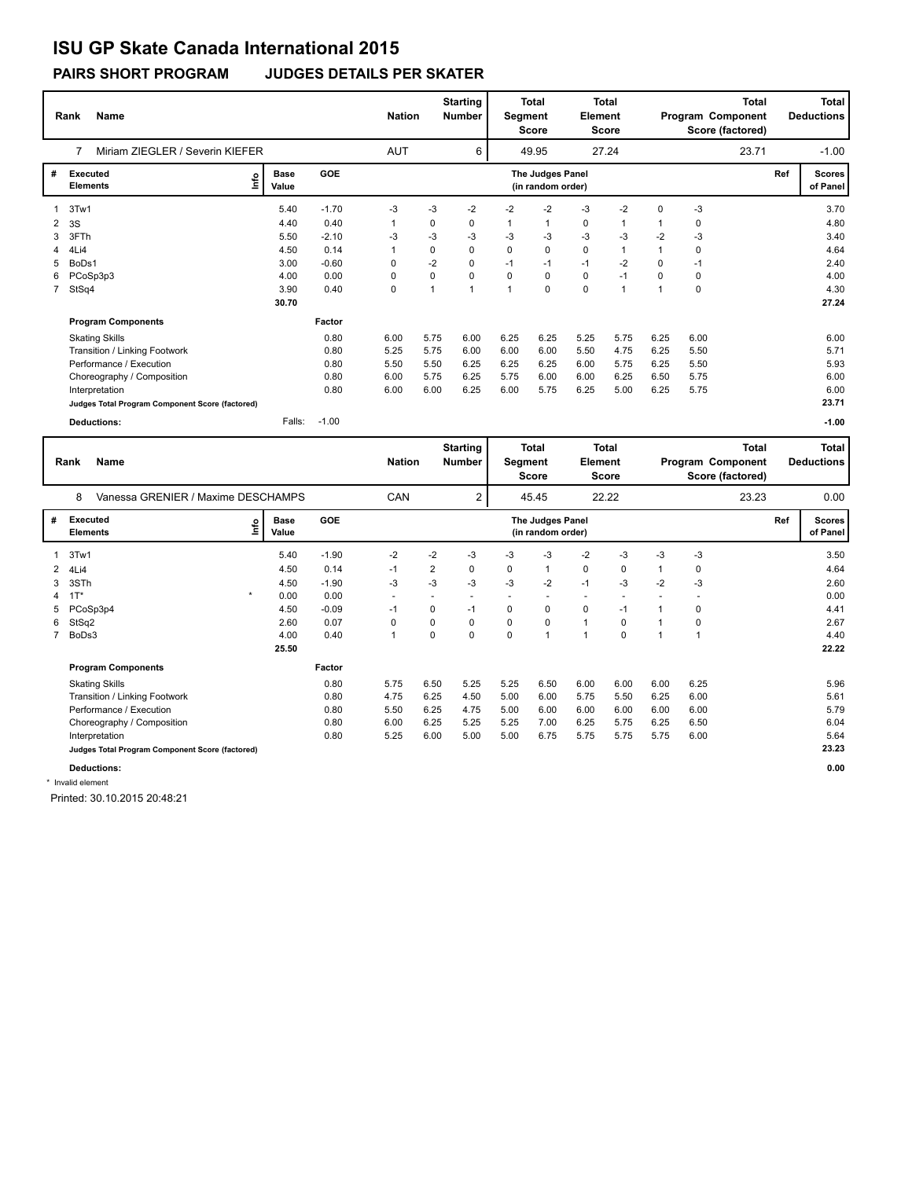# ISU GP Skate Canada International 2015

## PAIRS SHORT PROGRAM JUDGES DETAILS PER SKATER

| Rank | Name | Nation | Starting Number | Total Segment Score | Total Element Score | Total Program Component Score (factored) | Total Deductions |
|---|---|---|---|---|---|---|---|
| 7 | Miriam ZIEGLER / Severin KIEFER | AUT | 6 | 49.95 | 27.24 | 23.71 | -1.00 |

| # | Executed Elements | Info | Base Value | GOE | J1 | J2 | J3 | J4 | J5 | J6 | J7 | J8 | J9 | Ref | Scores of Panel |
|---|---|---|---|---|---|---|---|---|---|---|---|---|---|---|---|
| 1 | 3Tw1 | | 5.40 | -1.70 | -3 | -3 | -2 | -2 | -2 | -3 | -2 | 0 | -3 | | 3.70 |
| 2 | 3S | | 4.40 | 0.40 | 1 | 0 | 0 | 1 | 1 | 0 | 1 | 1 | 0 | | 4.80 |
| 3 | 3FTh | | 5.50 | -2.10 | -3 | -3 | -3 | -3 | -3 | -3 | -3 | -2 | -3 | | 3.40 |
| 4 | 4Li4 | | 4.50 | 0.14 | 1 | 0 | 0 | 0 | 0 | 0 | 1 | 1 | 0 | | 4.64 |
| 5 | BoDs1 | | 3.00 | -0.60 | 0 | -2 | 0 | -1 | -1 | -1 | -2 | 0 | -1 | | 2.40 |
| 6 | PCoSp3p3 | | 4.00 | 0.00 | 0 | 0 | 0 | 0 | 0 | 0 | -1 | 0 | 0 | | 4.00 |
| 7 | StSq4 | | 3.90 | 0.40 | 0 | 1 | 1 | 1 | 0 | 0 | 1 | 1 | 0 | | 4.30 |
| | | | 30.70 | | | | | | | | | | | | 27.24 |

| Program Components | Factor | J1 | J2 | J3 | J4 | J5 | J6 | J7 | J8 | J9 | Scores of Panel |
|---|---|---|---|---|---|---|---|---|---|---|---|
| Skating Skills | 0.80 | 6.00 | 5.75 | 6.00 | 6.25 | 6.25 | 5.25 | 5.75 | 6.25 | 6.00 | 6.00 |
| Transition / Linking Footwork | 0.80 | 5.25 | 5.75 | 6.00 | 6.00 | 6.00 | 5.50 | 4.75 | 6.25 | 5.50 | 5.71 |
| Performance / Execution | 0.80 | 5.50 | 5.50 | 6.25 | 6.25 | 6.25 | 6.00 | 5.75 | 6.25 | 5.50 | 5.93 |
| Choreography / Composition | 0.80 | 6.00 | 5.75 | 6.25 | 5.75 | 6.00 | 6.00 | 6.25 | 6.50 | 5.75 | 6.00 |
| Interpretation | 0.80 | 6.00 | 6.00 | 6.25 | 6.00 | 5.75 | 6.25 | 5.00 | 6.25 | 5.75 | 6.00 |
| Judges Total Program Component Score (factored) | | | | | | | | | | | 23.71 |

**Deductions:** Falls: -1.00 — **-1.00**

| Rank | Name | Nation | Starting Number | Total Segment Score | Total Element Score | Total Program Component Score (factored) | Total Deductions |
|---|---|---|---|---|---|---|---|
| 8 | Vanessa GRENIER / Maxime DESCHAMPS | CAN | 2 | 45.45 | 22.22 | 23.23 | 0.00 |

| # | Executed Elements | Info | Base Value | GOE | J1 | J2 | J3 | J4 | J5 | J6 | J7 | J8 | J9 | Ref | Scores of Panel |
|---|---|---|---|---|---|---|---|---|---|---|---|---|---|---|---|
| 1 | 3Tw1 | | 5.40 | -1.90 | -2 | -2 | -3 | -3 | -3 | -2 | -3 | -3 | -3 | | 3.50 |
| 2 | 4Li4 | | 4.50 | 0.14 | -1 | 2 | 0 | 0 | 1 | 0 | 0 | 1 | 0 | | 4.64 |
| 3 | 3STh | | 4.50 | -1.90 | -3 | -3 | -3 | -3 | -2 | -1 | -3 | -2 | -3 | | 2.60 |
| 4 | 1T* | * | 0.00 | 0.00 | - | - | - | - | - | - | - | - | - | | 0.00 |
| 5 | PCoSp3p4 | | 4.50 | -0.09 | -1 | 0 | -1 | 0 | 0 | 0 | -1 | 1 | 0 | | 4.41 |
| 6 | StSq2 | | 2.60 | 0.07 | 0 | 0 | 0 | 0 | 0 | 1 | 0 | 1 | 0 | | 2.67 |
| 7 | BoDs3 | | 4.00 | 0.40 | 1 | 0 | 0 | 0 | 1 | 1 | 0 | 1 | 1 | | 4.40 |
| | | | 25.50 | | | | | | | | | | | | 22.22 |

| Program Components | Factor | J1 | J2 | J3 | J4 | J5 | J6 | J7 | J8 | J9 | Scores of Panel |
|---|---|---|---|---|---|---|---|---|---|---|---|
| Skating Skills | 0.80 | 5.75 | 6.50 | 5.25 | 5.25 | 6.50 | 6.00 | 6.00 | 6.00 | 6.25 | 5.96 |
| Transition / Linking Footwork | 0.80 | 4.75 | 6.25 | 4.50 | 5.00 | 6.00 | 5.75 | 5.50 | 6.25 | 6.00 | 5.61 |
| Performance / Execution | 0.80 | 5.50 | 6.25 | 4.75 | 5.00 | 6.00 | 6.00 | 6.00 | 6.00 | 6.00 | 5.79 |
| Choreography / Composition | 0.80 | 6.00 | 6.25 | 5.25 | 5.25 | 7.00 | 6.25 | 5.75 | 6.25 | 6.50 | 6.04 |
| Interpretation | 0.80 | 5.25 | 6.00 | 5.00 | 5.00 | 6.75 | 5.75 | 5.75 | 5.75 | 6.00 | 5.64 |
| Judges Total Program Component Score (factored) | | | | | | | | | | | 23.23 |

**Deductions:** **0.00**

\* Invalid element

Printed: 30.10.2015 20:48:21